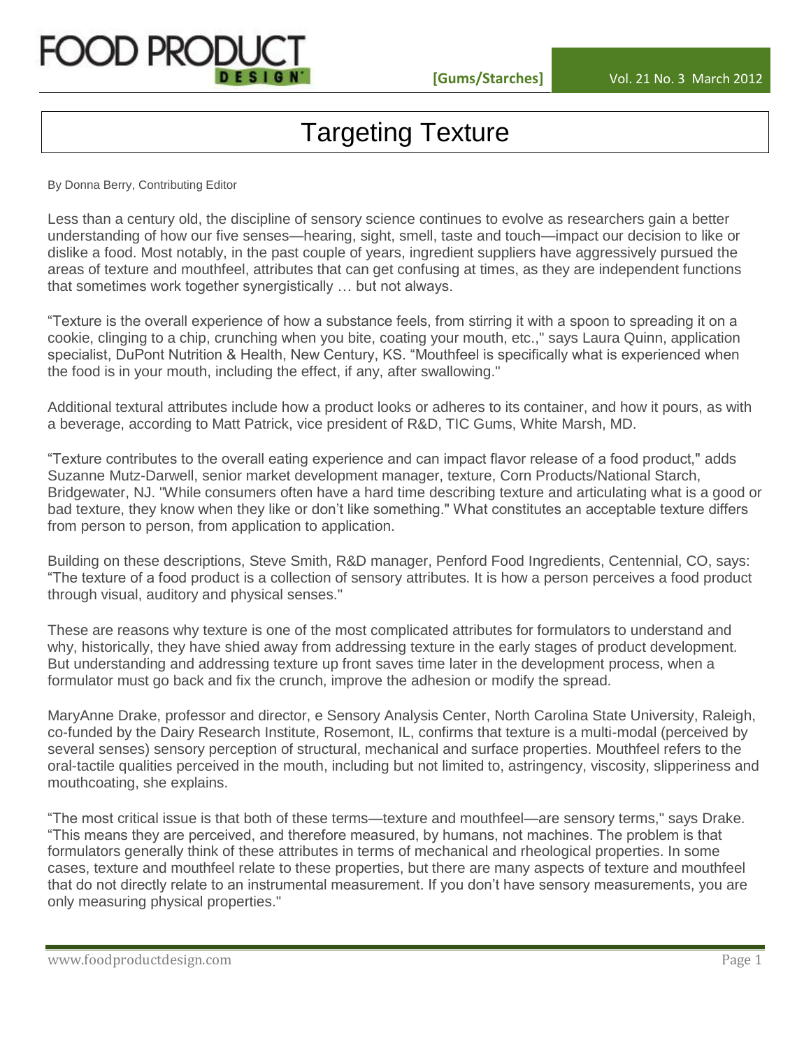# Targeting Texture

By Donna Berry, Contributing Editor

Less than a century old, the discipline of sensory science continues to evolve as researchers gain a better understanding of how our five senses—hearing, sight, smell, taste and touch—impact our decision to like or dislike a food. Most notably, in the past couple of years, ingredient suppliers have aggressively pursued the areas of texture and mouthfeel, attributes that can get confusing at times, as they are independent functions that sometimes work together synergistically … but not always.

"Texture is the overall experience of how a substance feels, from stirring it with a spoon to spreading it on a cookie, clinging to a chip, crunching when you bite, coating your mouth, etc.," says Laura Quinn, application specialist, DuPont Nutrition & Health, New Century, KS. "Mouthfeel is specifically what is experienced when the food is in your mouth, including the effect, if any, after swallowing."

Additional textural attributes include how a product looks or adheres to its container, and how it pours, as with a beverage, according to Matt Patrick, vice president of R&D, TIC Gums, White Marsh, MD.

"Texture contributes to the overall eating experience and can impact flavor release of a food product," adds Suzanne Mutz-Darwell, senior market development manager, texture, Corn Products/National Starch, Bridgewater, NJ. "While consumers often have a hard time describing texture and articulating what is a good or bad texture, they know when they like or don't like something." What constitutes an acceptable texture differs from person to person, from application to application.

Building on these descriptions, Steve Smith, R&D manager, Penford Food Ingredients, Centennial, CO, says: "The texture of a food product is a collection of sensory attributes. It is how a person perceives a food product through visual, auditory and physical senses."

These are reasons why texture is one of the most complicated attributes for formulators to understand and why, historically, they have shied away from addressing texture in the early stages of product development. But understanding and addressing texture up front saves time later in the development process, when a formulator must go back and fix the crunch, improve the adhesion or modify the spread.

MaryAnne Drake, professor and director, e Sensory Analysis Center, North Carolina State University, Raleigh, co-funded by the Dairy Research Institute, Rosemont, IL, confirms that texture is a multi-modal (perceived by several senses) sensory perception of structural, mechanical and surface properties. Mouthfeel refers to the oral-tactile qualities perceived in the mouth, including but not limited to, astringency, viscosity, slipperiness and mouthcoating, she explains.

"The most critical issue is that both of these terms—texture and mouthfeel—are sensory terms," says Drake. "This means they are perceived, and therefore measured, by humans, not machines. The problem is that formulators generally think of these attributes in terms of mechanical and rheological properties. In some cases, texture and mouthfeel relate to these properties, but there are many aspects of texture and mouthfeel that do not directly relate to an instrumental measurement. If you don't have sensory measurements, you are only measuring physical properties."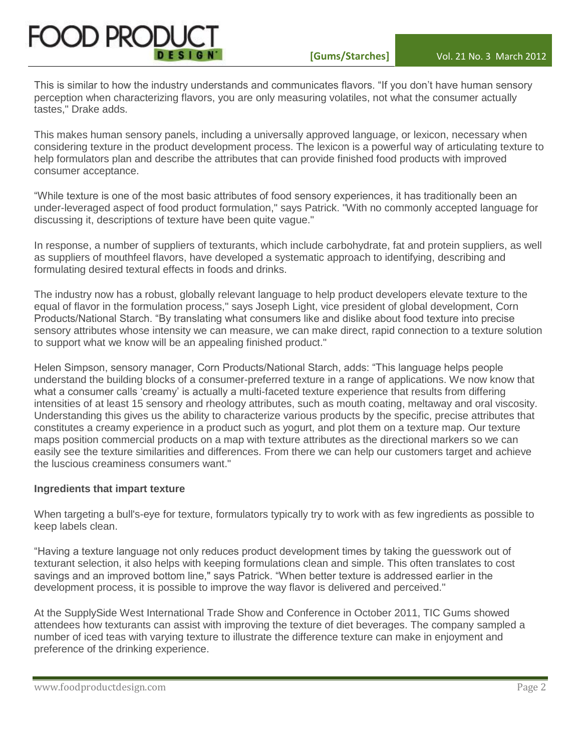This is similar to how the industry understands and communicates flavors. “If you don’t have human sensory perception when characterizing flavors, you are only measuring volatiles, not what the consumer actually tastes," Drake adds.

This makes human sensory panels, including a universally approved language, or lexicon, necessary when considering texture in the product development process. The lexicon is a powerful way of articulating texture to help formulators plan and describe the attributes that can provide finished food products with improved consumer acceptance.

“While texture is one of the most basic attributes of food sensory experiences, it has traditionally been an under-leveraged aspect of food product formulation," says Patrick. "With no commonly accepted language for discussing it, descriptions of texture have been quite vague."

In response, a number of suppliers of texturants, which include carbohydrate, fat and protein suppliers, as well as suppliers of mouthfeel flavors, have developed a systematic approach to identifying, describing and formulating desired textural effects in foods and drinks.

The industry now has a robust, globally relevant language to help product developers elevate texture to the equal of flavor in the formulation process," says Joseph Light, vice president of global development, Corn Products/National Starch. “By translating what consumers like and dislike about food texture into precise sensory attributes whose intensity we can measure, we can make direct, rapid connection to a texture solution to support what we know will be an appealing finished product."

Helen Simpson, sensory manager, Corn Products/National Starch, adds: “This language helps people understand the building blocks of a consumer-preferred texture in a range of applications. We now know that what a consumer calls ‘creamy’ is actually a multi-faceted texture experience that results from differing intensities of at least 15 sensory and rheology attributes, such as mouth coating, meltaway and oral viscosity. Understanding this gives us the ability to characterize various products by the specific, precise attributes that constitutes a creamy experience in a product such as yogurt, and plot them on a texture map. Our texture maps position commercial products on a map with texture attributes as the directional markers so we can easily see the texture similarities and differences. From there we can help our customers target and achieve the luscious creaminess consumers want."

**Ingredients that impart texture**

When targeting a bull's-eye for texture, formulators typically try to work with as few ingredients as possible to keep labels clean.

“Having a texture language not only reduces product development times by taking the guesswork out of texturant selection, it also helps with keeping formulations clean and simple. This often translates to cost savings and an improved bottom line," says Patrick. “When better texture is addressed earlier in the development process, it is possible to improve the way flavor is delivered and perceived."

At the SupplySide West International Trade Show and Conference in October 2011, TIC Gums showed attendees how texturants can assist with improving the texture of diet beverages. The company sampled a number of iced teas with varying texture to illustrate the difference texture can make in enjoyment and preference of the drinking experience.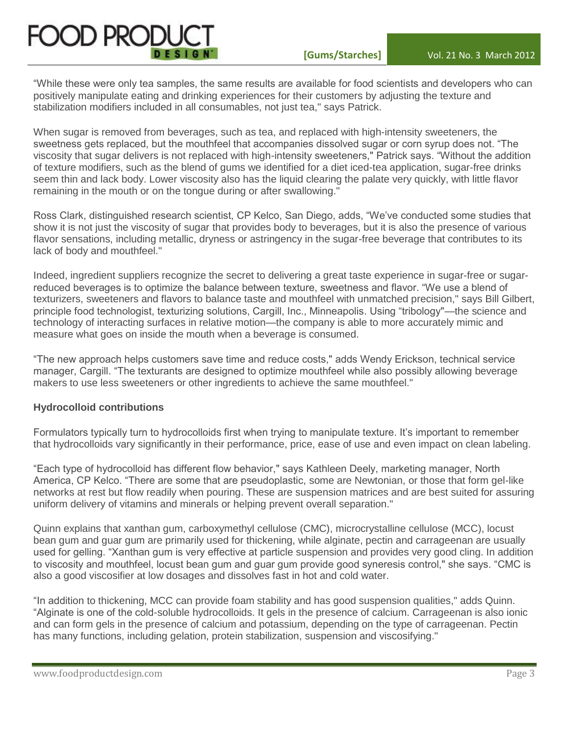"While these were only tea samples, the same results are available for food scientists and developers who can positively manipulate eating and drinking experiences for their customers by adjusting the texture and stabilization modifiers included in all consumables, not just tea," says Patrick.

When sugar is removed from beverages, such as tea, and replaced with high-intensity sweeteners, the sweetness gets replaced, but the mouthfeel that accompanies dissolved sugar or corn syrup does not. "The viscosity that sugar delivers is not replaced with high-intensity sweeteners," Patrick says. "Without the addition of texture modifiers, such as the blend of gums we identified for a diet iced-tea application, sugar-free drinks seem thin and lack body. Lower viscosity also has the liquid clearing the palate very quickly, with little flavor remaining in the mouth or on the tongue during or after swallowing."

Ross Clark, distinguished research scientist, CP Kelco, San Diego, adds, "We've conducted some studies that show it is not just the viscosity of sugar that provides body to beverages, but it is also the presence of various flavor sensations, including metallic, dryness or astringency in the sugar-free beverage that contributes to its lack of body and mouthfeel."

Indeed, ingredient suppliers recognize the secret to delivering a great taste experience in sugar-free or sugar-reduced beverages is to optimize the balance between texture, sweetness and flavor. "We use a blend of texturizers, sweeteners and flavors to balance taste and mouthfeel with unmatched precision," says Bill Gilbert, principle food technologist, texturizing solutions, Cargill, Inc., Minneapolis. Using "tribology"—the science and technology of interacting surfaces in relative motion—the company is able to more accurately mimic and measure what goes on inside the mouth when a beverage is consumed.

"The new approach helps customers save time and reduce costs," adds Wendy Erickson, technical service manager, Cargill. "The texturants are designed to optimize mouthfeel while also possibly allowing beverage makers to use less sweeteners or other ingredients to achieve the same mouthfeel."

### Hydrocolloid contributions

Formulators typically turn to hydrocolloids first when trying to manipulate texture. It's important to remember that hydrocolloids vary significantly in their performance, price, ease of use and even impact on clean labeling.

"Each type of hydrocolloid has different flow behavior," says Kathleen Deely, marketing manager, North America, CP Kelco. "There are some that are pseudoplastic, some are Newtonian, or those that form gel-like networks at rest but flow readily when pouring. These are suspension matrices and are best suited for assuring uniform delivery of vitamins and minerals or helping prevent overall separation."

Quinn explains that xanthan gum, carboxymethyl cellulose (CMC), microcrystalline cellulose (MCC), locust bean gum and guar gum are primarily used for thickening, while alginate, pectin and carrageenan are usually used for gelling. "Xanthan gum is very effective at particle suspension and provides very good cling. In addition to viscosity and mouthfeel, locust bean gum and guar gum provide good syneresis control," she says. "CMC is also a good viscosifier at low dosages and dissolves fast in hot and cold water.

"In addition to thickening, MCC can provide foam stability and has good suspension qualities," adds Quinn. "Alginate is one of the cold-soluble hydrocolloids. It gels in the presence of calcium. Carrageenan is also ionic and can form gels in the presence of calcium and potassium, depending on the type of carrageenan. Pectin has many functions, including gelation, protein stabilization, suspension and viscosifying."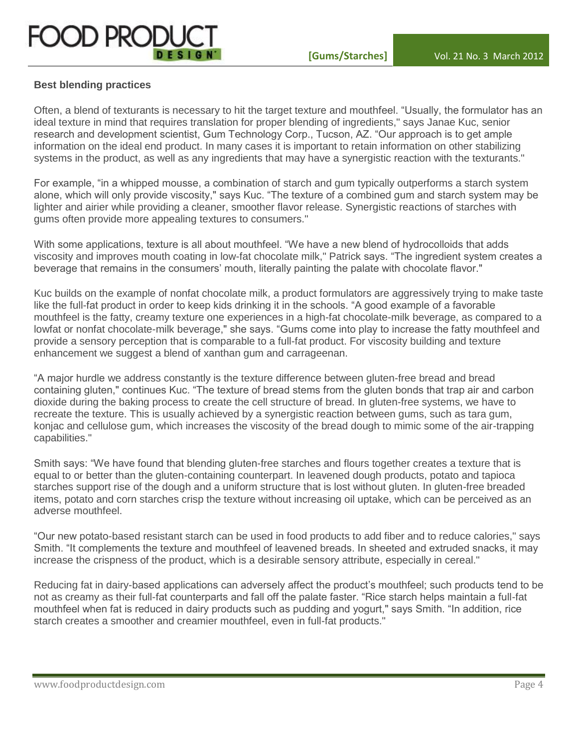### Best blending practices

Often, a blend of texturants is necessary to hit the target texture and mouthfeel. "Usually, the formulator has an ideal texture in mind that requires translation for proper blending of ingredients," says Janae Kuc, senior research and development scientist, Gum Technology Corp., Tucson, AZ. "Our approach is to get ample information on the ideal end product. In many cases it is important to retain information on other stabilizing systems in the product, as well as any ingredients that may have a synergistic reaction with the texturants."

For example, "in a whipped mousse, a combination of starch and gum typically outperforms a starch system alone, which will only provide viscosity," says Kuc. "The texture of a combined gum and starch system may be lighter and airier while providing a cleaner, smoother flavor release. Synergistic reactions of starches with gums often provide more appealing textures to consumers."

With some applications, texture is all about mouthfeel. "We have a new blend of hydrocolloids that adds viscosity and improves mouth coating in low-fat chocolate milk," Patrick says. "The ingredient system creates a beverage that remains in the consumers' mouth, literally painting the palate with chocolate flavor."

Kuc builds on the example of nonfat chocolate milk, a product formulators are aggressively trying to make taste like the full-fat product in order to keep kids drinking it in the schools. "A good example of a favorable mouthfeel is the fatty, creamy texture one experiences in a high-fat chocolate-milk beverage, as compared to a lowfat or nonfat chocolate-milk beverage," she says. "Gums come into play to increase the fatty mouthfeel and provide a sensory perception that is comparable to a full-fat product. For viscosity building and texture enhancement we suggest a blend of xanthan gum and carrageenan.

"A major hurdle we address constantly is the texture difference between gluten-free bread and bread containing gluten," continues Kuc. "The texture of bread stems from the gluten bonds that trap air and carbon dioxide during the baking process to create the cell structure of bread. In gluten-free systems, we have to recreate the texture. This is usually achieved by a synergistic reaction between gums, such as tara gum, konjac and cellulose gum, which increases the viscosity of the bread dough to mimic some of the air-trapping capabilities."

Smith says: "We have found that blending gluten-free starches and flours together creates a texture that is equal to or better than the gluten-containing counterpart. In leavened dough products, potato and tapioca starches support rise of the dough and a uniform structure that is lost without gluten. In gluten-free breaded items, potato and corn starches crisp the texture without increasing oil uptake, which can be perceived as an adverse mouthfeel.

"Our new potato-based resistant starch can be used in food products to add fiber and to reduce calories," says Smith. "It complements the texture and mouthfeel of leavened breads. In sheeted and extruded snacks, it may increase the crispness of the product, which is a desirable sensory attribute, especially in cereal."

Reducing fat in dairy-based applications can adversely affect the product's mouthfeel; such products tend to be not as creamy as their full-fat counterparts and fall off the palate faster. "Rice starch helps maintain a full-fat mouthfeel when fat is reduced in dairy products such as pudding and yogurt," says Smith. "In addition, rice starch creates a smoother and creamier mouthfeel, even in full-fat products."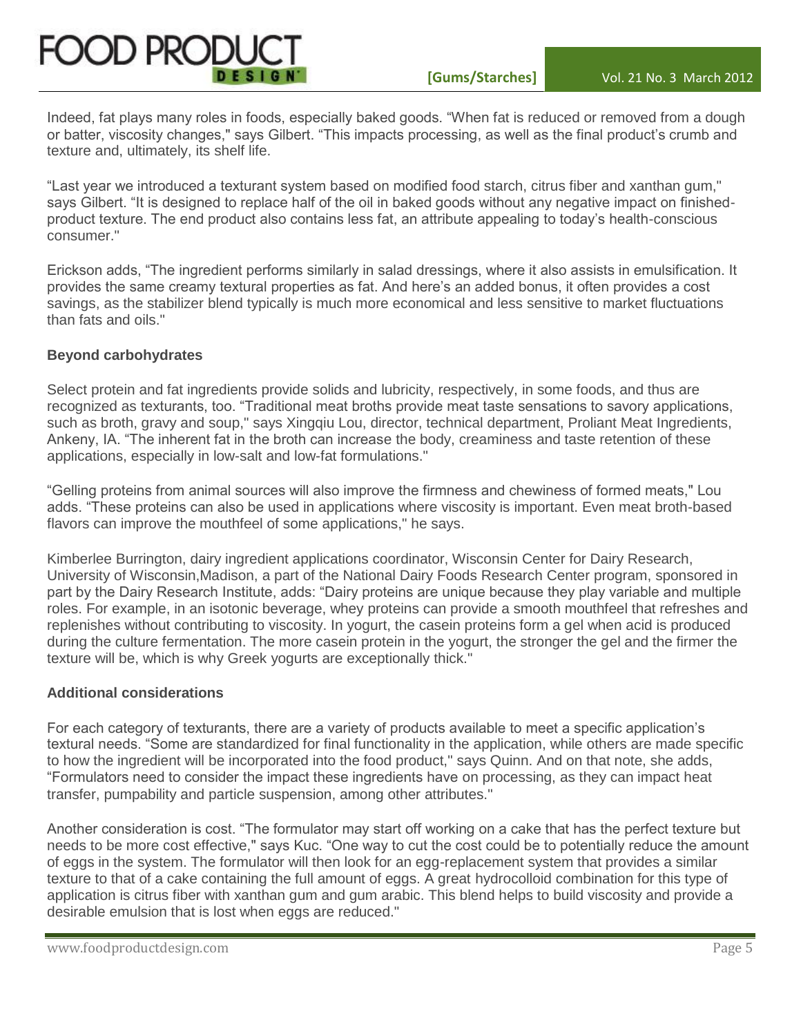Indeed, fat plays many roles in foods, especially baked goods. “When fat is reduced or removed from a dough or batter, viscosity changes," says Gilbert. “This impacts processing, as well as the final product’s crumb and texture and, ultimately, its shelf life.

“Last year we introduced a texturant system based on modified food starch, citrus fiber and xanthan gum," says Gilbert. “It is designed to replace half of the oil in baked goods without any negative impact on finished-product texture. The end product also contains less fat, an attribute appealing to today’s health-conscious consumer."

Erickson adds, “The ingredient performs similarly in salad dressings, where it also assists in emulsification. It provides the same creamy textural properties as fat. And here’s an added bonus, it often provides a cost savings, as the stabilizer blend typically is much more economical and less sensitive to market fluctuations than fats and oils."

**Beyond carbohydrates**

Select protein and fat ingredients provide solids and lubricity, respectively, in some foods, and thus are recognized as texturants, too. “Traditional meat broths provide meat taste sensations to savory applications, such as broth, gravy and soup," says Xingqiu Lou, director, technical department, Proliant Meat Ingredients, Ankeny, IA. “The inherent fat in the broth can increase the body, creaminess and taste retention of these applications, especially in low-salt and low-fat formulations."

“Gelling proteins from animal sources will also improve the firmness and chewiness of formed meats," Lou adds. “These proteins can also be used in applications where viscosity is important. Even meat broth-based flavors can improve the mouthfeel of some applications," he says.

Kimberlee Burrington, dairy ingredient applications coordinator, Wisconsin Center for Dairy Research, University of Wisconsin,Madison, a part of the National Dairy Foods Research Center program, sponsored in part by the Dairy Research Institute, adds: “Dairy proteins are unique because they play variable and multiple roles. For example, in an isotonic beverage, whey proteins can provide a smooth mouthfeel that refreshes and replenishes without contributing to viscosity. In yogurt, the casein proteins form a gel when acid is produced during the culture fermentation. The more casein protein in the yogurt, the stronger the gel and the firmer the texture will be, which is why Greek yogurts are exceptionally thick."

**Additional considerations**

For each category of texturants, there are a variety of products available to meet a specific application’s textural needs. “Some are standardized for final functionality in the application, while others are made specific to how the ingredient will be incorporated into the food product," says Quinn. And on that note, she adds, “Formulators need to consider the impact these ingredients have on processing, as they can impact heat transfer, pumpability and particle suspension, among other attributes."

Another consideration is cost. “The formulator may start off working on a cake that has the perfect texture but needs to be more cost effective," says Kuc. “One way to cut the cost could be to potentially reduce the amount of eggs in the system. The formulator will then look for an egg-replacement system that provides a similar texture to that of a cake containing the full amount of eggs. A great hydrocolloid combination for this type of application is citrus fiber with xanthan gum and gum arabic. This blend helps to build viscosity and provide a desirable emulsion that is lost when eggs are reduced."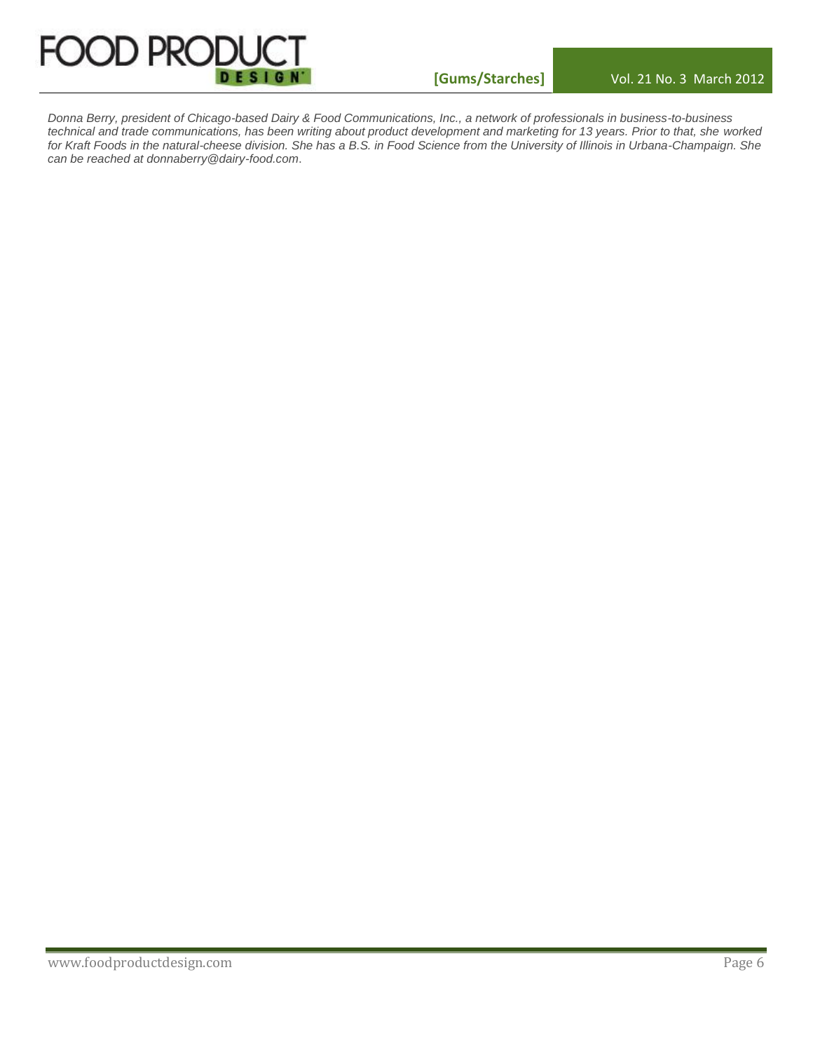*Donna Berry, president of Chicago-based Dairy & Food Communications, Inc., a network of professionals in business-to-business technical and trade communications, has been writing about product development and marketing for 13 years. Prior to that, she worked for Kraft Foods in the natural-cheese division. She has a B.S. in Food Science from the University of Illinois in Urbana-Champaign. She can be reached at donnaberry@dairy-food.com.*